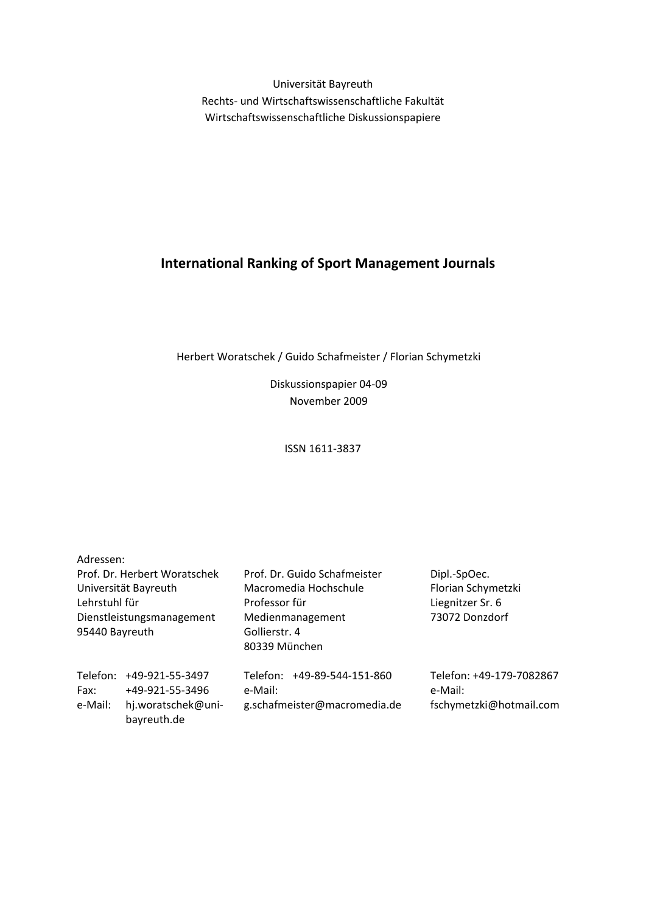Universität Bayreuth
Rechts- und Wirtschaftswissenschaftliche Fakultät
Wirtschaftswissenschaftliche Diskussionspapiere

# International Ranking of Sport Management Journals

Herbert Woratschek / Guido Schafmeister / Florian Schymetzki

Diskussionspapier 04-09
November 2009

ISSN 1611-3837

Adressen:

Prof. Dr. Herbert Woratschek
Universität Bayreuth
Lehrstuhl für
Dienstleistungsmanagement
95440 Bayreuth

Telefon: +49-921-55-3497
Fax: +49-921-55-3496
e-Mail: hj.woratschek@uni-bayreuth.de

Prof. Dr. Guido Schafmeister
Macromedia Hochschule
Professor für
Medienmanagement
Gollierstr. 4
80339 München

Telefon: +49-89-544-151-860
e-Mail: g.schafmeister@macromedia.de

Dipl.-SpOec.
Florian Schymetzki
Liegnitzer Sr. 6
73072 Donzdorf

Telefon: +49-179-7082867
e-Mail: fschymetzki@hotmail.com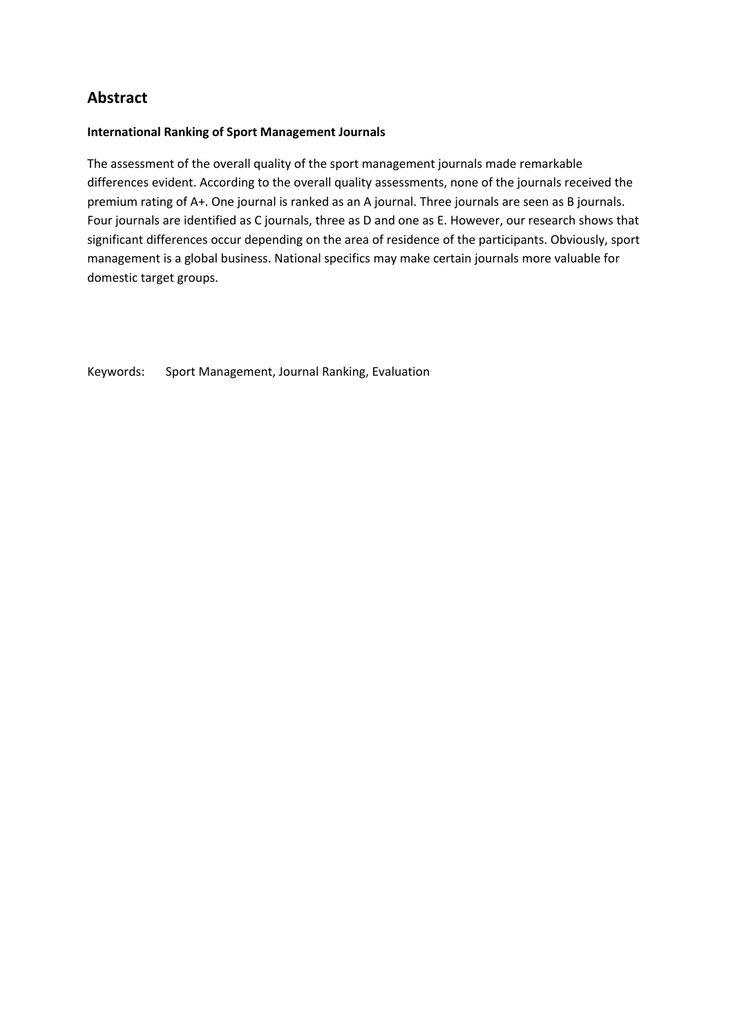## Abstract

**International Ranking of Sport Management Journals**

The assessment of the overall quality of the sport management journals made remarkable differences evident. According to the overall quality assessments, none of the journals received the premium rating of A+. One journal is ranked as an A journal. Three journals are seen as B journals. Four journals are identified as C journals, three as D and one as E. However, our research shows that significant differences occur depending on the area of residence of the participants. Obviously, sport management is a global business. National specifics may make certain journals more valuable for domestic target groups.

Keywords: Sport Management, Journal Ranking, Evaluation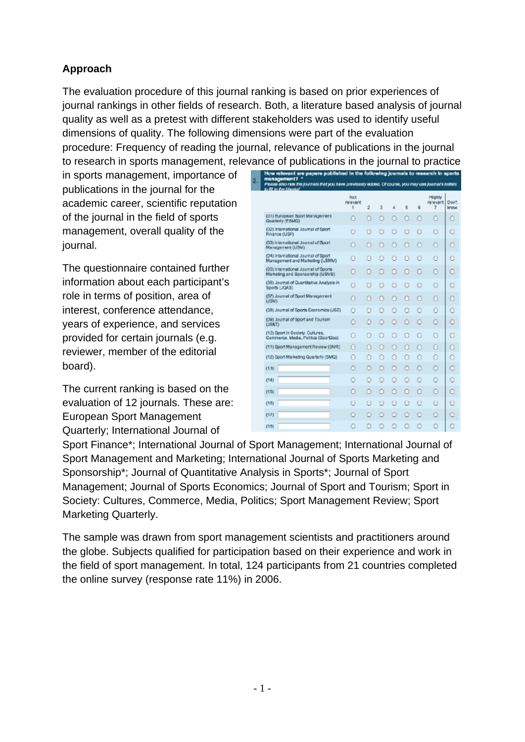**Approach**

The evaluation procedure of this journal ranking is based on prior experiences of journal rankings in other fields of research. Both, a literature based analysis of journal quality as well as a pretest with different stakeholders was used to identify useful dimensions of quality. The following dimensions were part of the evaluation procedure: Frequency of reading the journal, relevance of publications in the journal to research in sports management, relevance of publications in the journal to practice in sports management, importance of publications in the journal for the academic career, scientific reputation of the journal in the field of sports management, overall quality of the journal.

2. **How relevant are papers published in the following journals to research in sports management? ***
*Please also rate the journals that you have previously added. Of course, you may use journal's initials to fill in the blanks!*

| | Not relevant 1 | 2 | 3 | 4 | 5 | 6 | Highly relevant 7 | Don't know |
|---|---|---|---|---|---|---|---|---|
| (01) European Sport Management Quarterly (ESMQ) | ○ | ○ | ○ | ○ | ○ | ○ | ○ | ○ |
| (02) International Journal of Sport Finance (IJSF) | ○ | ○ | ○ | ○ | ○ | ○ | ○ | ○ |
| (03) International Journal of Sport Management (IJSM) | ○ | ○ | ○ | ○ | ○ | ○ | ○ | ○ |
| (04) International Journal of Sport Management and Marketing (IJSMM) | ○ | ○ | ○ | ○ | ○ | ○ | ○ | ○ |
| (05) International Journal of Sports Marketing and Sponsorship (IJSMS) | ○ | ○ | ○ | ○ | ○ | ○ | ○ | ○ |
| (06) Journal of Quantitative Analysis in Sports (JQAS) | ○ | ○ | ○ | ○ | ○ | ○ | ○ | ○ |
| (07) Journal of Sport Management (JSM) | ○ | ○ | ○ | ○ | ○ | ○ | ○ | ○ |
| (08) Journal of Sports Economics (JSE) | ○ | ○ | ○ | ○ | ○ | ○ | ○ | ○ |
| (09) Journal of Sport and Tourism (JS&T) | ○ | ○ | ○ | ○ | ○ | ○ | ○ | ○ |
| (10) Sport in Society: Cultures, Commerce, Media, Politics (SportSoc) | ○ | ○ | ○ | ○ | ○ | ○ | ○ | ○ |
| (11) Sport Management Review (SMR) | ○ | ○ | ○ | ○ | ○ | ○ | ○ | ○ |
| (12) Sport Marketing Quarterly (SMQ) | ○ | ○ | ○ | ○ | ○ | ○ | ○ | ○ |
| (13) | ○ | ○ | ○ | ○ | ○ | ○ | ○ | ○ |
| (14) | ○ | ○ | ○ | ○ | ○ | ○ | ○ | ○ |
| (15) | ○ | ○ | ○ | ○ | ○ | ○ | ○ | ○ |
| (16) | ○ | ○ | ○ | ○ | ○ | ○ | ○ | ○ |
| (17) | ○ | ○ | ○ | ○ | ○ | ○ | ○ | ○ |
| (18) | ○ | ○ | ○ | ○ | ○ | ○ | ○ | ○ |

The questionnaire contained further information about each participant's role in terms of position, area of interest, conference attendance, years of experience, and services provided for certain journals (e.g. reviewer, member of the editorial board).

The current ranking is based on the evaluation of 12 journals. These are: European Sport Management Quarterly; International Journal of Sport Finance*; International Journal of Sport Management; International Journal of Sport Management and Marketing; International Journal of Sports Marketing and Sponsorship*; Journal of Quantitative Analysis in Sports*; Journal of Sport Management; Journal of Sports Economics; Journal of Sport and Tourism; Sport in Society: Cultures, Commerce, Media, Politics; Sport Management Review; Sport Marketing Quarterly.

The sample was drawn from sport management scientists and practitioners around the globe. Subjects qualified for participation based on their experience and work in the field of sport management. In total, 124 participants from 21 countries completed the online survey (response rate 11%) in 2006.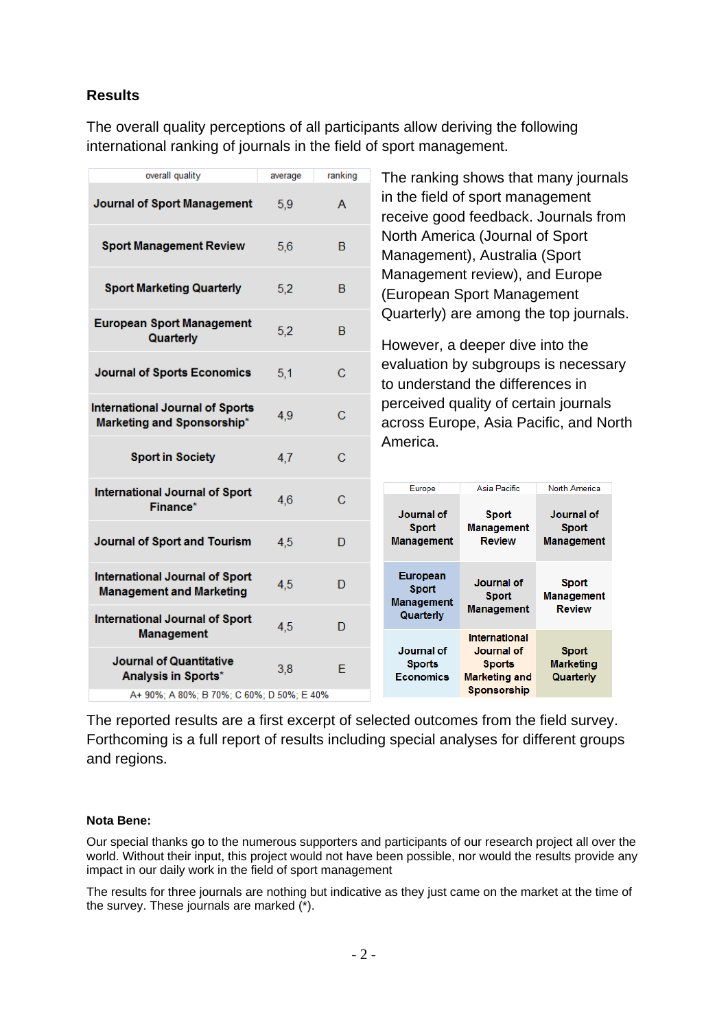**Results**

The overall quality perceptions of all participants allow deriving the following international ranking of journals in the field of sport management.

| overall quality | average | ranking |
|---|---|---|
| Journal of Sport Management | 5,9 | A |
| Sport Management Review | 5,6 | B |
| Sport Marketing Quarterly | 5,2 | B |
| European Sport Management Quarterly | 5,2 | B |
| Journal of Sports Economics | 5,1 | C |
| International Journal of Sports Marketing and Sponsorship* | 4,9 | C |
| Sport in Society | 4,7 | C |
| International Journal of Sport Finance* | 4,6 | C |
| Journal of Sport and Tourism | 4,5 | D |
| International Journal of Sport Management and Marketing | 4,5 | D |
| International Journal of Sport Management | 4,5 | D |
| Journal of Quantitative Analysis in Sports* | 3,8 | E |
| A+ 90%; A 80%; B 70%; C 60%; D 50%; E 40% | | |

The ranking shows that many journals in the field of sport management receive good feedback. Journals from North America (Journal of Sport Management), Australia (Sport Management review), and Europe (European Sport Management Quarterly) are among the top journals.

However, a deeper dive into the evaluation by subgroups is necessary to understand the differences in perceived quality of certain journals across Europe, Asia Pacific, and North America.

| Europe | Asia Pacific | North America |
|---|---|---|
| Journal of Sport Management | Sport Management Review | Journal of Sport Management |
| European Sport Management Quarterly | Journal of Sport Management | Sport Management Review |
| Journal of Sports Economics | International Journal of Sports Marketing and Sponsorship | Sport Marketing Quarterly |

The reported results are a first excerpt of selected outcomes from the field survey. Forthcoming is a full report of results including special analyses for different groups and regions.

**Nota Bene:**

Our special thanks go to the numerous supporters and participants of our research project all over the world. Without their input, this project would not have been possible, nor would the results provide any impact in our daily work in the field of sport management

The results for three journals are nothing but indicative as they just came on the market at the time of the survey. These journals are marked (*).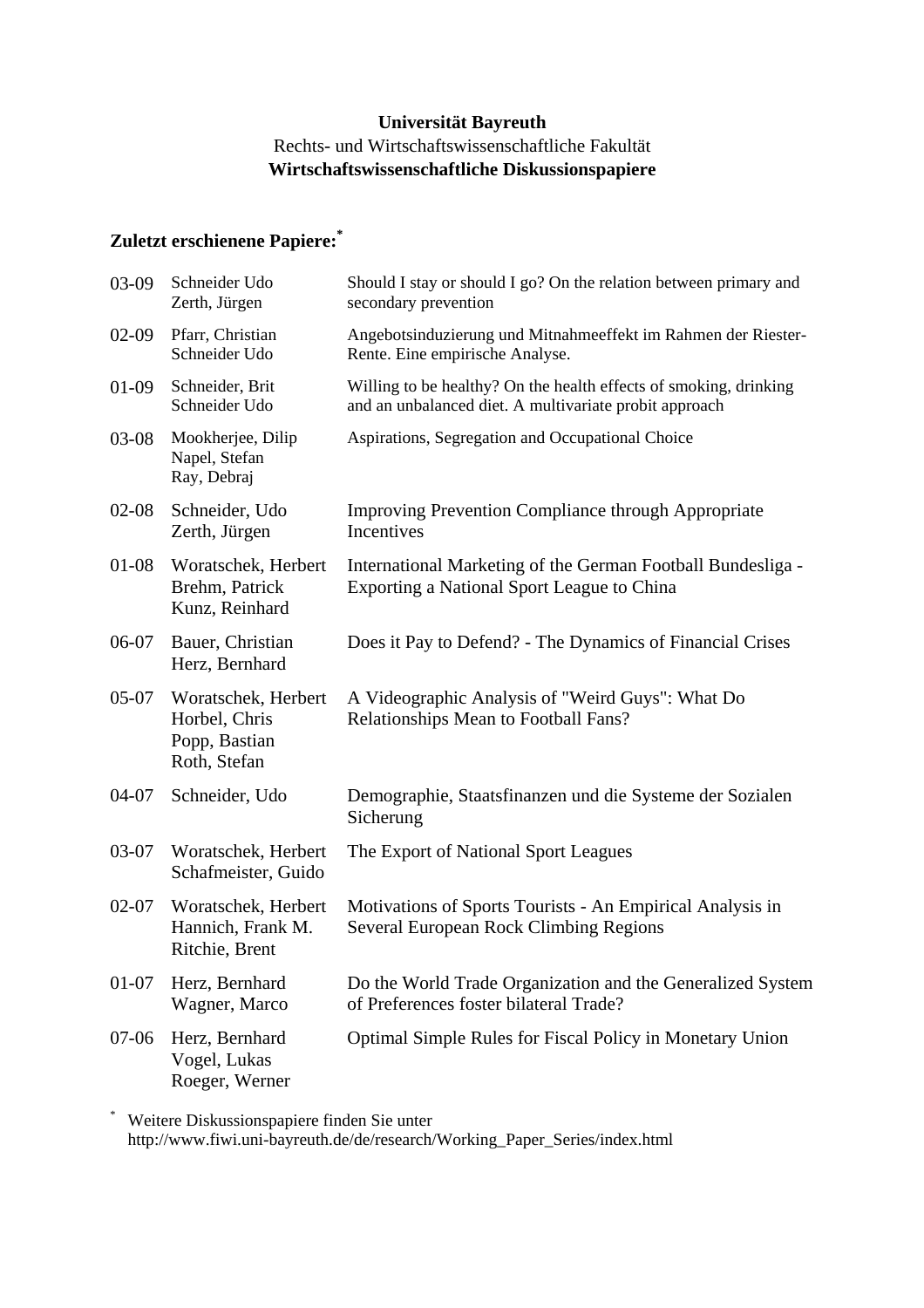**Universität Bayreuth**

Rechts- und Wirtschaftswissenschaftliche Fakultät

**Wirtschaftswissenschaftliche Diskussionspapiere**

**Zuletzt erschienene Papiere:***

| | | |
|---|---|---|
| 03-09 | Schneider Udo<br>Zerth, Jürgen | Should I stay or should I go? On the relation between primary and secondary prevention |
| 02-09 | Pfarr, Christian<br>Schneider Udo | Angebotsinduzierung und Mitnahmeeffekt im Rahmen der Riester-Rente. Eine empirische Analyse. |
| 01-09 | Schneider, Brit<br>Schneider Udo | Willing to be healthy? On the health effects of smoking, drinking and an unbalanced diet. A multivariate probit approach |
| 03-08 | Mookherjee, Dilip<br>Napel, Stefan<br>Ray, Debraj | Aspirations, Segregation and Occupational Choice |
| 02-08 | Schneider, Udo<br>Zerth, Jürgen | Improving Prevention Compliance through Appropriate Incentives |
| 01-08 | Woratschek, Herbert<br>Brehm, Patrick<br>Kunz, Reinhard | International Marketing of the German Football Bundesliga - Exporting a National Sport League to China |
| 06-07 | Bauer, Christian<br>Herz, Bernhard | Does it Pay to Defend? - The Dynamics of Financial Crises |
| 05-07 | Woratschek, Herbert<br>Horbel, Chris<br>Popp, Bastian<br>Roth, Stefan | A Videographic Analysis of "Weird Guys": What Do Relationships Mean to Football Fans? |
| 04-07 | Schneider, Udo | Demographie, Staatsfinanzen und die Systeme der Sozialen Sicherung |
| 03-07 | Woratschek, Herbert<br>Schafmeister, Guido | The Export of National Sport Leagues |
| 02-07 | Woratschek, Herbert<br>Hannich, Frank M.<br>Ritchie, Brent | Motivations of Sports Tourists - An Empirical Analysis in Several European Rock Climbing Regions |
| 01-07 | Herz, Bernhard<br>Wagner, Marco | Do the World Trade Organization and the Generalized System of Preferences foster bilateral Trade? |
| 07-06 | Herz, Bernhard<br>Vogel, Lukas<br>Roeger, Werner | Optimal Simple Rules for Fiscal Policy in Monetary Union |

\* Weitere Diskussionspapiere finden Sie unter http://www.fiwi.uni-bayreuth.de/de/research/Working_Paper_Series/index.html